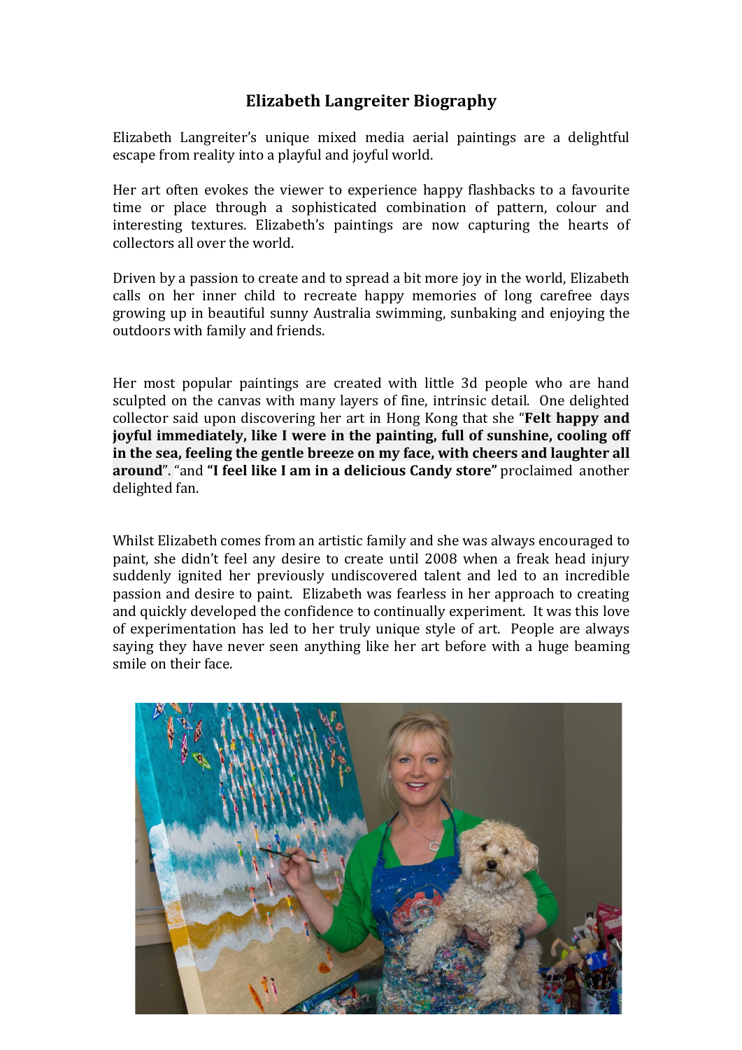# Elizabeth Langreiter Biography

Elizabeth Langreiter's unique mixed media aerial paintings are a delightful escape from reality into a playful and joyful world.

Her art often evokes the viewer to experience happy flashbacks to a favourite time or place through a sophisticated combination of pattern, colour and interesting textures. Elizabeth's paintings are now capturing the hearts of collectors all over the world.

Driven by a passion to create and to spread a bit more joy in the world, Elizabeth calls on her inner child to recreate happy memories of long carefree days growing up in beautiful sunny Australia swimming, sunbaking and enjoying the outdoors with family and friends.

Her most popular paintings are created with little 3d people who are hand sculpted on the canvas with many layers of fine, intrinsic detail. One delighted collector said upon discovering her art in Hong Kong that she "**Felt happy and joyful immediately, like I were in the painting, full of sunshine, cooling off in the sea, feeling the gentle breeze on my face, with cheers and laughter all around**". "and **"I feel like I am in a delicious Candy store"** proclaimed another delighted fan.

Whilst Elizabeth comes from an artistic family and she was always encouraged to paint, she didn't feel any desire to create until 2008 when a freak head injury suddenly ignited her previously undiscovered talent and led to an incredible passion and desire to paint. Elizabeth was fearless in her approach to creating and quickly developed the confidence to continually experiment. It was this love of experimentation has led to her truly unique style of art. People are always saying they have never seen anything like her art before with a huge beaming smile on their face.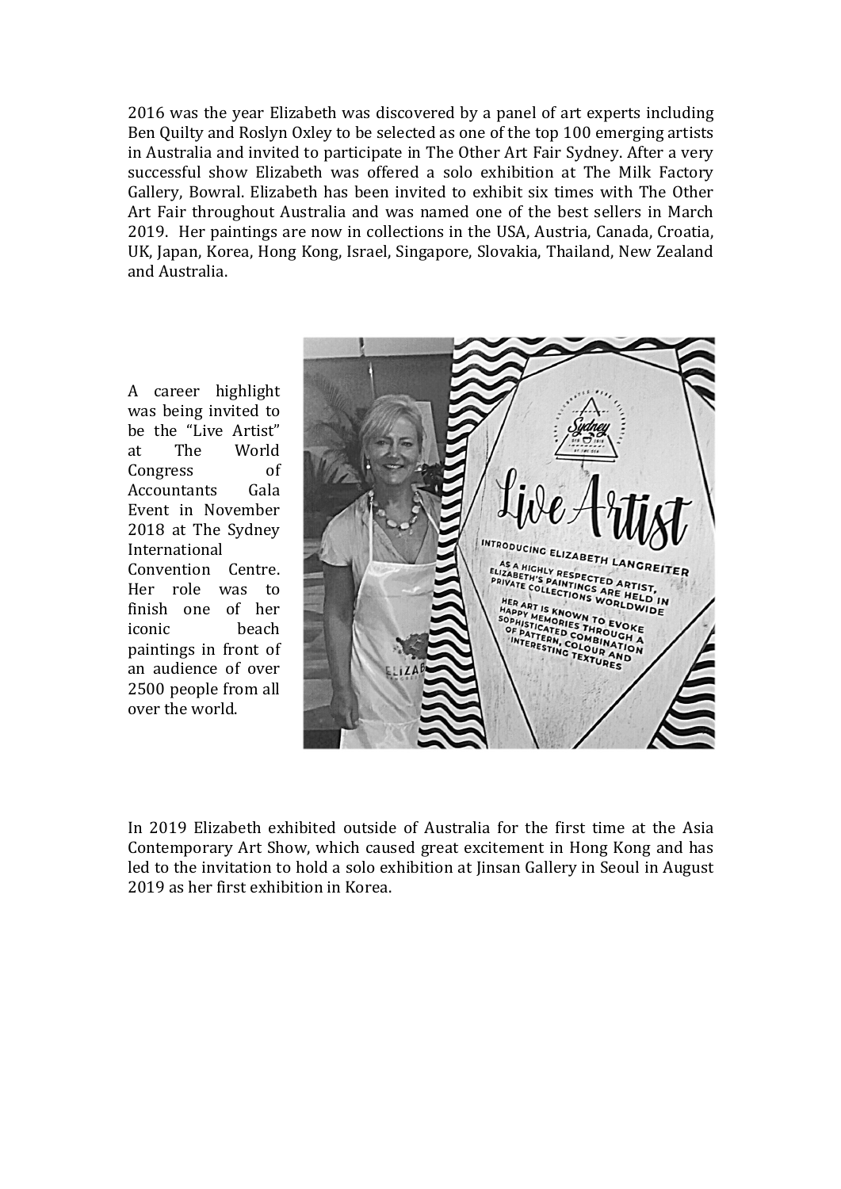2016 was the year Elizabeth was discovered by a panel of art experts including Ben Quilty and Roslyn Oxley to be selected as one of the top 100 emerging artists in Australia and invited to participate in The Other Art Fair Sydney. After a very successful show Elizabeth was offered a solo exhibition at The Milk Factory Gallery, Bowral. Elizabeth has been invited to exhibit six times with The Other Art Fair throughout Australia and was named one of the best sellers in March 2019. Her paintings are now in collections in the USA, Austria, Canada, Croatia, UK, Japan, Korea, Hong Kong, Israel, Singapore, Slovakia, Thailand, New Zealand and Australia.

A career highlight was being invited to be the "Live Artist" at The World Congress of Accountants Gala Event in November 2018 at The Sydney International Convention Centre. Her role was to finish one of her iconic beach paintings in front of an audience of over 2500 people from all over the world.

In 2019 Elizabeth exhibited outside of Australia for the first time at the Asia Contemporary Art Show, which caused great excitement in Hong Kong and has led to the invitation to hold a solo exhibition at Jinsan Gallery in Seoul in August 2019 as her first exhibition in Korea.